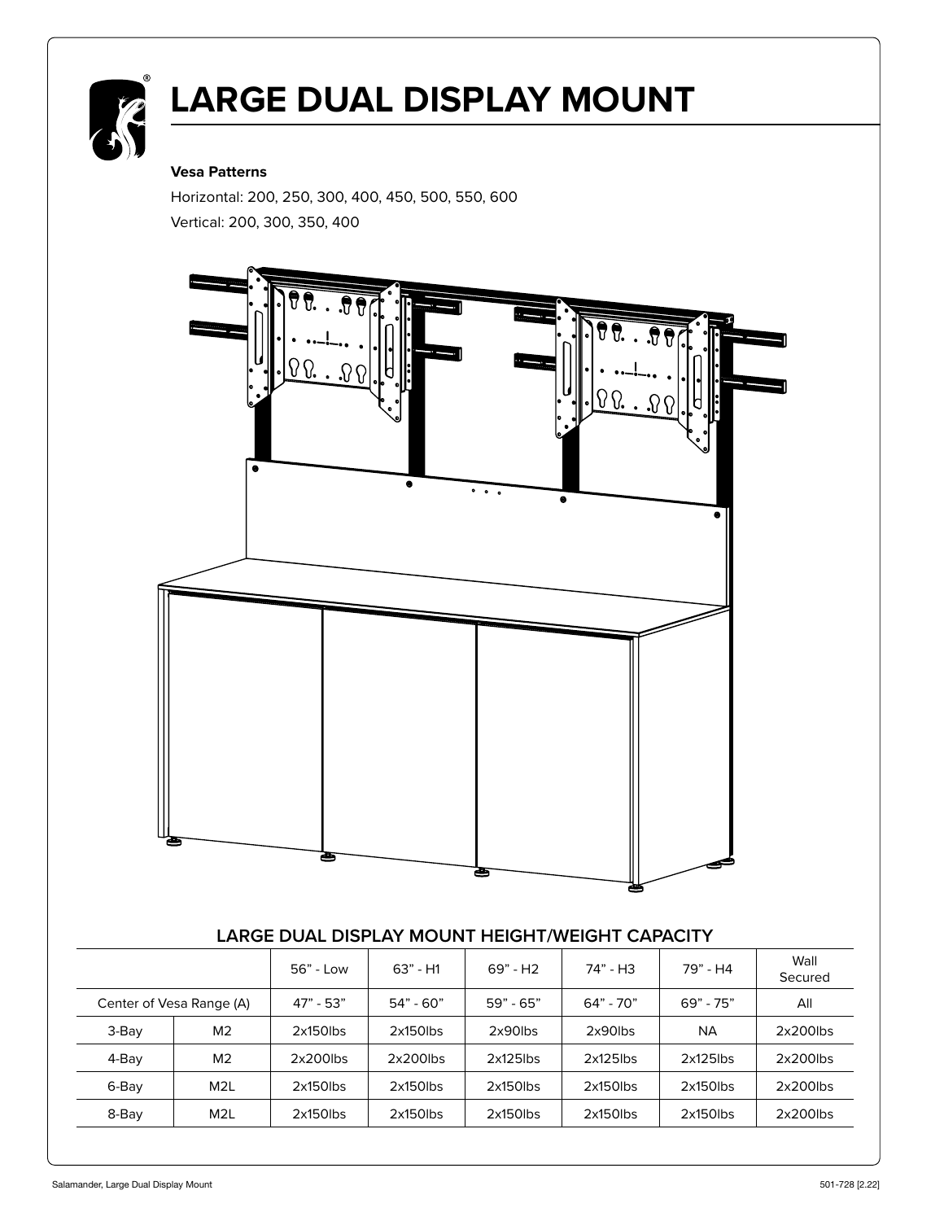# LARGE DUAL DISPLAY MOUNT

**Vesa Patterns**

Horizontal: 200, 250, 300, 400, 450, 500, 550, 600

Vertical: 200, 300, 350, 400

## LARGE DUAL DISPLAY MOUNT HEIGHT/WEIGHT CAPACITY

| | | 56" - Low | 63" - H1 | 69" - H2 | 74" - H3 | 79" - H4 | Wall Secured |
|---|---|---|---|---|---|---|---|
| Center of Vesa Range (A) | | 47" - 53" | 54" - 60" | 59" - 65" | 64" - 70" | 69" - 75" | All |
| 3-Bay | M2 | 2x150lbs | 2x150lbs | 2x90lbs | 2x90lbs | NA | 2x200lbs |
| 4-Bay | M2 | 2x200lbs | 2x200lbs | 2x125lbs | 2x125lbs | 2x125lbs | 2x200lbs |
| 6-Bay | M2L | 2x150lbs | 2x150lbs | 2x150lbs | 2x150lbs | 2x150lbs | 2x200lbs |
| 8-Bay | M2L | 2x150lbs | 2x150lbs | 2x150lbs | 2x150lbs | 2x150lbs | 2x200lbs |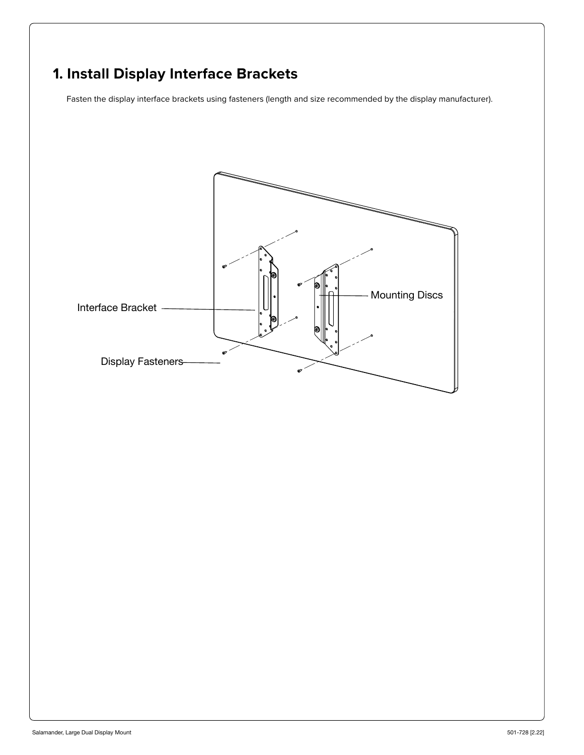# 1. Install Display Interface Brackets

Fasten the display interface brackets using fasteners (length and size recommended by the display manufacturer).

Interface Bracket

Mounting Discs

Display Fasteners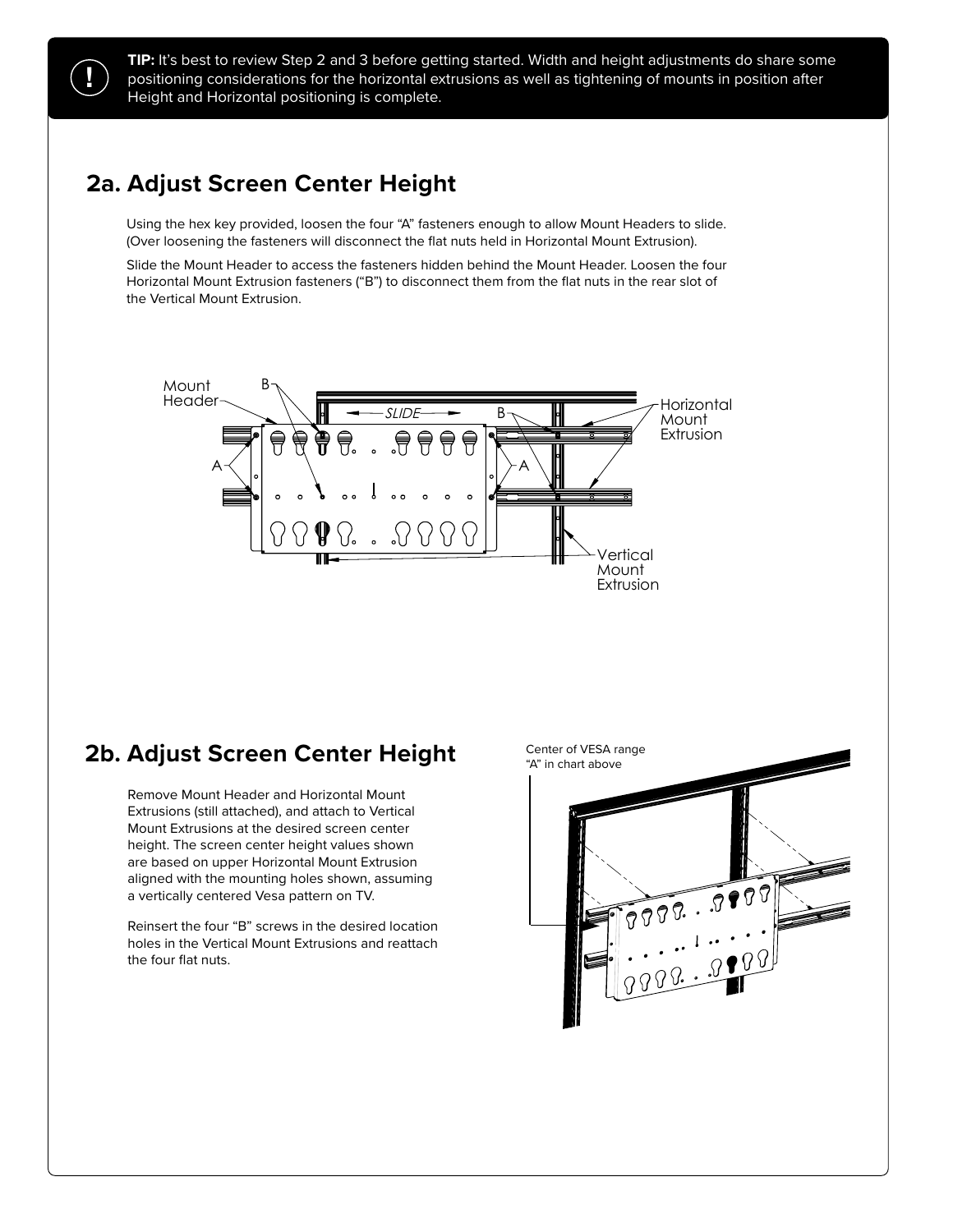**TIP:** It's best to review Step 2 and 3 before getting started. Width and height adjustments do share some positioning considerations for the horizontal extrusions as well as tightening of mounts in position after Height and Horizontal positioning is complete.

## 2a. Adjust Screen Center Height

Using the hex key provided, loosen the four "A" fasteners enough to allow Mount Headers to slide. (Over loosening the fasteners will disconnect the flat nuts held in Horizontal Mount Extrusion).

Slide the Mount Header to access the fasteners hidden behind the Mount Header. Loosen the four Horizontal Mount Extrusion fasteners ("B") to disconnect them from the flat nuts in the rear slot of the Vertical Mount Extrusion.

## 2b. Adjust Screen Center Height

Remove Mount Header and Horizontal Mount Extrusions (still attached), and attach to Vertical Mount Extrusions at the desired screen center height. The screen center height values shown are based on upper Horizontal Mount Extrusion aligned with the mounting holes shown, assuming a vertically centered Vesa pattern on TV.

Reinsert the four "B" screws in the desired location holes in the Vertical Mount Extrusions and reattach the four flat nuts.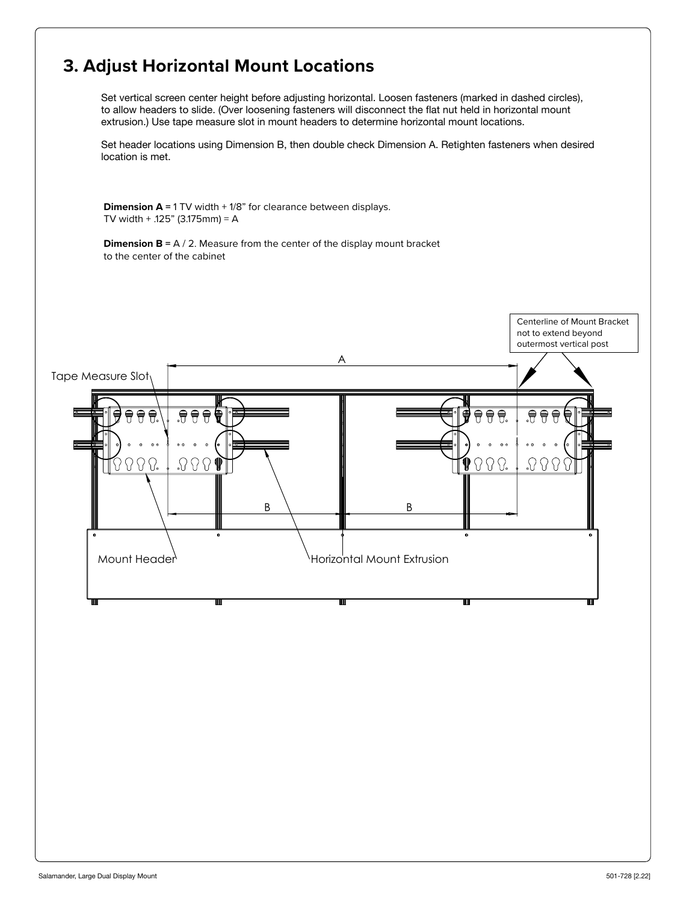## 3. Adjust Horizontal Mount Locations

Set vertical screen center height before adjusting horizontal. Loosen fasteners (marked in dashed circles), to allow headers to slide. (Over loosening fasteners will disconnect the flat nut held in horizontal mount extrusion.) Use tape measure slot in mount headers to determine horizontal mount locations.

Set header locations using Dimension B, then double check Dimension A. Retighten fasteners when desired location is met.

**Dimension A** = 1 TV width + 1/8" for clearance between displays.
TV width + .125" (3.175mm) = A

**Dimension B** = A / 2. Measure from the center of the display mount bracket to the center of the cabinet

Centerline of Mount Bracket not to extend beyond outermost vertical post

Tape Measure Slot

A

B

B

Mount Header

Horizontal Mount Extrusion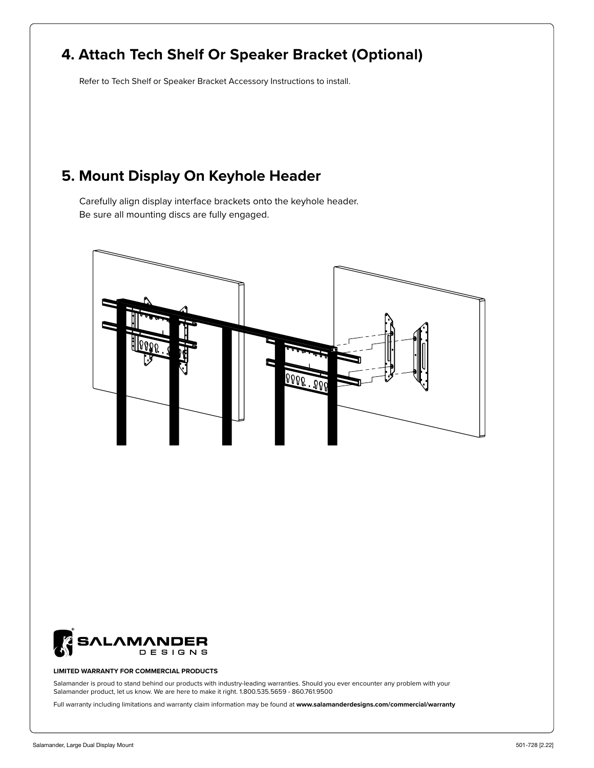## 4. Attach Tech Shelf Or Speaker Bracket (Optional)

Refer to Tech Shelf or Speaker Bracket Accessory Instructions to install.

## 5. Mount Display On Keyhole Header

Carefully align display interface brackets onto the keyhole header.
Be sure all mounting discs are fully engaged.

SALAMANDER DESIGNS

**LIMITED WARRANTY FOR COMMERCIAL PRODUCTS**

Salamander is proud to stand behind our products with industry-leading warranties. Should you ever encounter any problem with your Salamander product, let us know. We are here to make it right. 1.800.535.5659 - 860.761.9500

Full warranty including limitations and warranty claim information may be found at **www.salamanderdesigns.com/commercial/warranty**